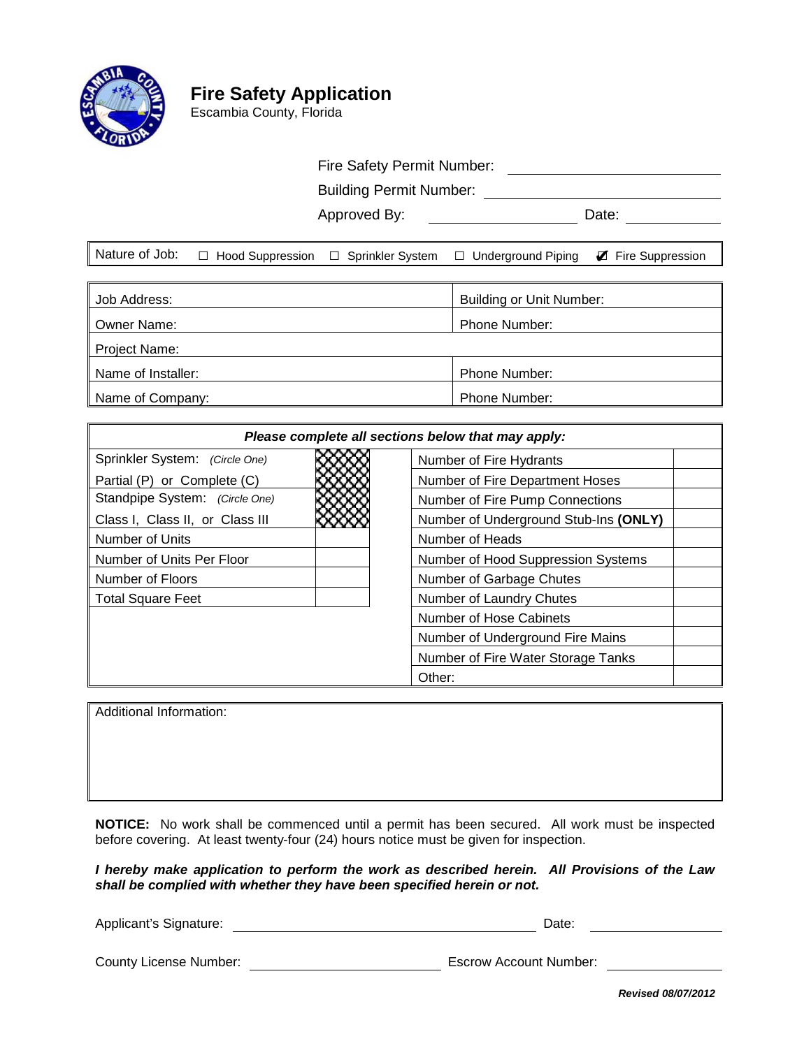# Fire Safety Application

Escambia County, Florida

Fire Safety Permit Number: ______________________

Building Permit Number: ______________________

Approved By: ______________________ Date: __________

| Nature of Job: | ☐ Hood Suppression | ☐ Sprinkler System | ☐ Underground Piping | ☑ Fire Suppression |
|---|---|---|---|---|

| | |
|---|---|
| Job Address: | Building or Unit Number: |
| Owner Name: | Phone Number: |
| Project Name: | |
| Name of Installer: | Phone Number: |
| Name of Company: | Phone Number: |

***Please complete all sections below that may apply:***

| | | | |
|---|---|---|---|
| Sprinkler System: *(Circle One)* Partial (P) or Complete (C) | | Number of Fire Hydrants | |
| | | Number of Fire Department Hoses | |
| Standpipe System: *(Circle One)* Class I, Class II, or Class III | | Number of Fire Pump Connections | |
| | | Number of Underground Stub-Ins **(ONLY)** | |
| Number of Units | | Number of Heads | |
| Number of Units Per Floor | | Number of Hood Suppression Systems | |
| Number of Floors | | Number of Garbage Chutes | |
| Total Square Feet | | Number of Laundry Chutes | |
| | | Number of Hose Cabinets | |
| | | Number of Underground Fire Mains | |
| | | Number of Fire Water Storage Tanks | |
| | | Other: | |

Additional Information:

**NOTICE:** No work shall be commenced until a permit has been secured. All work must be inspected before covering. At least twenty-four (24) hours notice must be given for inspection.

***I hereby make application to perform the work as described herein. All Provisions of the Law shall be complied with whether they have been specified herein or not.***

Applicant's Signature: ______________________ Date: __________

County License Number: ______________________ Escrow Account Number: __________

***Revised 08/07/2012***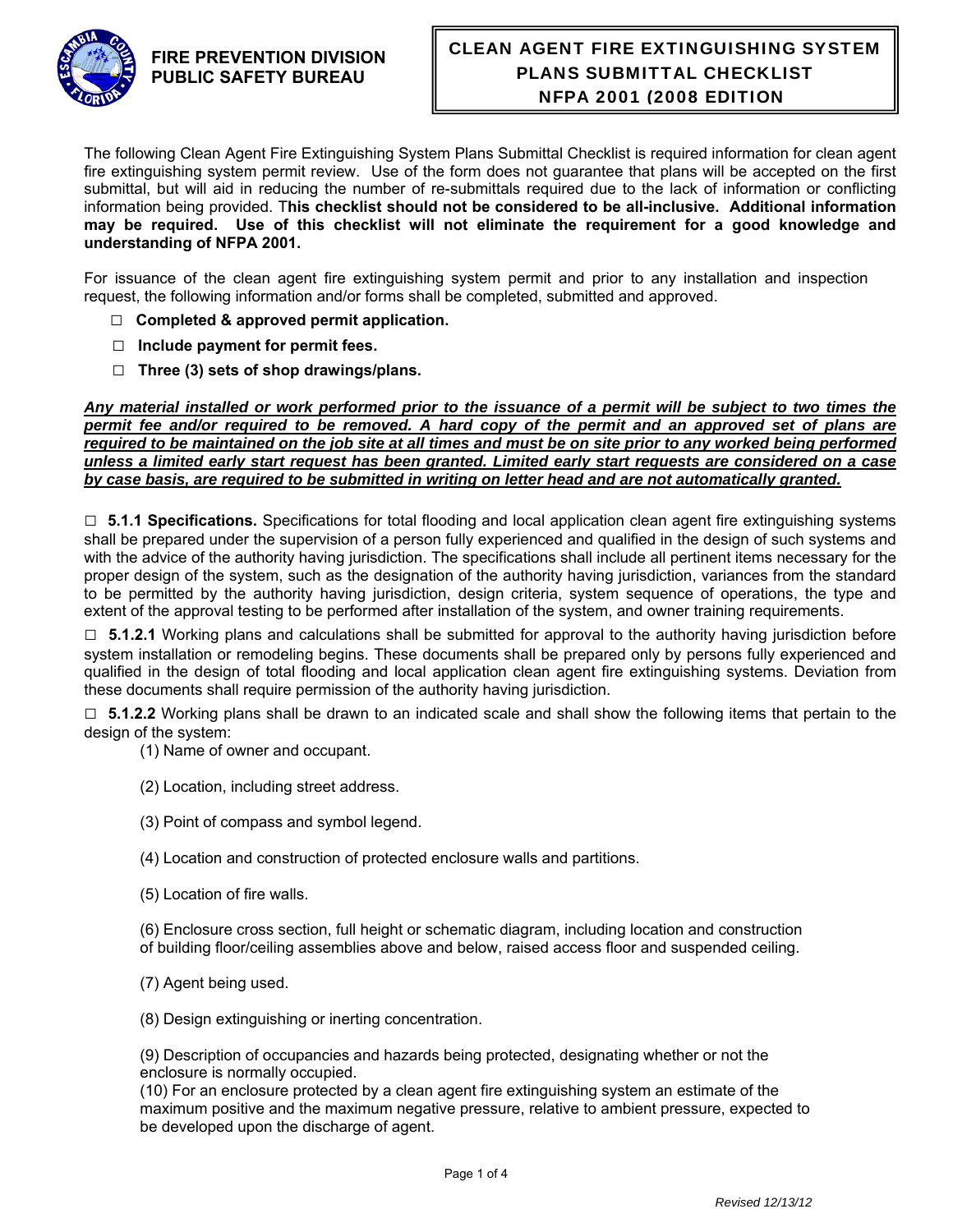**FIRE PREVENTION DIVISION**
**PUBLIC SAFETY BUREAU**

# CLEAN AGENT FIRE EXTINGUISHING SYSTEM PLANS SUBMITTAL CHECKLIST NFPA 2001 (2008 EDITION

The following Clean Agent Fire Extinguishing System Plans Submittal Checklist is required information for clean agent fire extinguishing system permit review. Use of the form does not guarantee that plans will be accepted on the first submittal, but will aid in reducing the number of re-submittals required due to the lack of information or conflicting information being provided. T**his checklist should not be considered to be all-inclusive. Additional information may be required. Use of this checklist will not eliminate the requirement for a good knowledge and understanding of NFPA 2001.**

For issuance of the clean agent fire extinguishing system permit and prior to any installation and inspection request, the following information and/or forms shall be completed, submitted and approved.

- ☐ **Completed & approved permit application.**
- ☐ **Include payment for permit fees.**
- ☐ **Three (3) sets of shop drawings/plans.**

***Any material installed or work performed prior to the issuance of a permit will be subject to two times the permit fee and/or required to be removed. A hard copy of the permit and an approved set of plans are required to be maintained on the job site at all times and must be on site prior to any worked being performed unless a limited early start request has been granted. Limited early start requests are considered on a case by case basis, are required to be submitted in writing on letter head and are not automatically granted.***

☐ **5.1.1 Specifications.** Specifications for total flooding and local application clean agent fire extinguishing systems shall be prepared under the supervision of a person fully experienced and qualified in the design of such systems and with the advice of the authority having jurisdiction. The specifications shall include all pertinent items necessary for the proper design of the system, such as the designation of the authority having jurisdiction, variances from the standard to be permitted by the authority having jurisdiction, design criteria, system sequence of operations, the type and extent of the approval testing to be performed after installation of the system, and owner training requirements.

☐ **5.1.2.1** Working plans and calculations shall be submitted for approval to the authority having jurisdiction before system installation or remodeling begins. These documents shall be prepared only by persons fully experienced and qualified in the design of total flooding and local application clean agent fire extinguishing systems. Deviation from these documents shall require permission of the authority having jurisdiction.

☐ **5.1.2.2** Working plans shall be drawn to an indicated scale and shall show the following items that pertain to the design of the system:

(1) Name of owner and occupant.

(2) Location, including street address.

(3) Point of compass and symbol legend.

(4) Location and construction of protected enclosure walls and partitions.

(5) Location of fire walls.

(6) Enclosure cross section, full height or schematic diagram, including location and construction of building floor/ceiling assemblies above and below, raised access floor and suspended ceiling.

(7) Agent being used.

(8) Design extinguishing or inerting concentration.

(9) Description of occupancies and hazards being protected, designating whether or not the enclosure is normally occupied.

(10) For an enclosure protected by a clean agent fire extinguishing system an estimate of the maximum positive and the maximum negative pressure, relative to ambient pressure, expected to be developed upon the discharge of agent.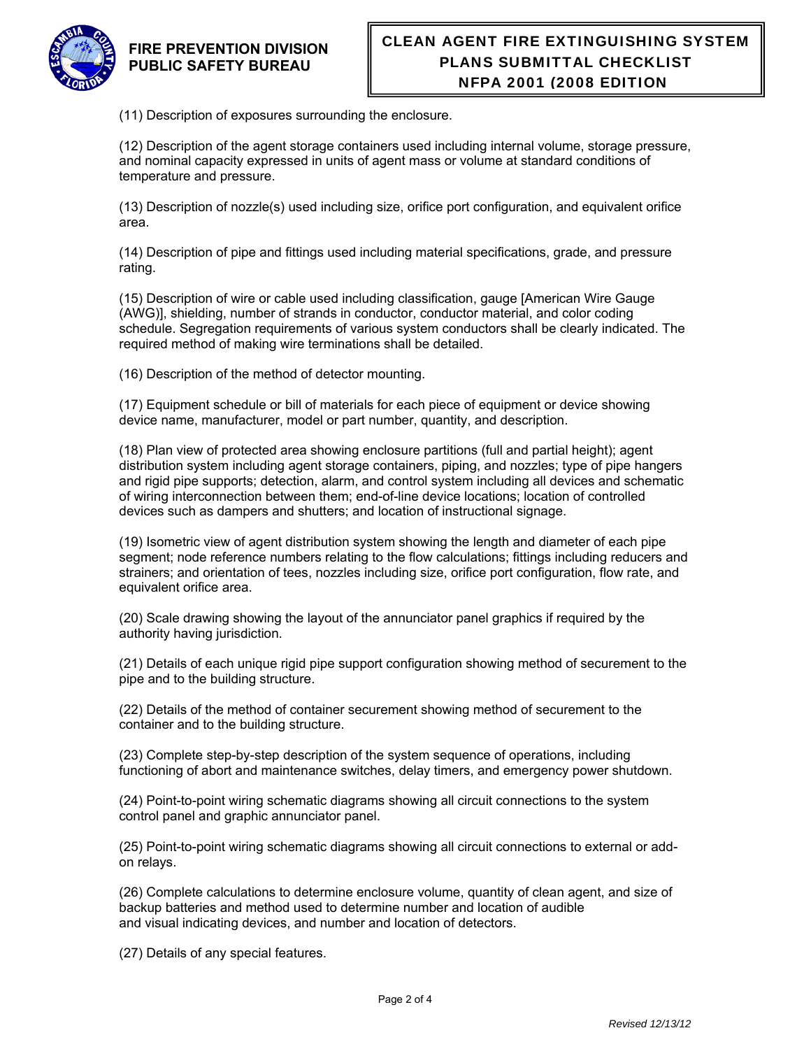(11) Description of exposures surrounding the enclosure.

(12) Description of the agent storage containers used including internal volume, storage pressure, and nominal capacity expressed in units of agent mass or volume at standard conditions of temperature and pressure.

(13) Description of nozzle(s) used including size, orifice port configuration, and equivalent orifice area.

(14) Description of pipe and fittings used including material specifications, grade, and pressure rating.

(15) Description of wire or cable used including classification, gauge [American Wire Gauge (AWG)], shielding, number of strands in conductor, conductor material, and color coding schedule. Segregation requirements of various system conductors shall be clearly indicated. The required method of making wire terminations shall be detailed.

(16) Description of the method of detector mounting.

(17) Equipment schedule or bill of materials for each piece of equipment or device showing device name, manufacturer, model or part number, quantity, and description.

(18) Plan view of protected area showing enclosure partitions (full and partial height); agent distribution system including agent storage containers, piping, and nozzles; type of pipe hangers and rigid pipe supports; detection, alarm, and control system including all devices and schematic of wiring interconnection between them; end-of-line device locations; location of controlled devices such as dampers and shutters; and location of instructional signage.

(19) Isometric view of agent distribution system showing the length and diameter of each pipe segment; node reference numbers relating to the flow calculations; fittings including reducers and strainers; and orientation of tees, nozzles including size, orifice port configuration, flow rate, and equivalent orifice area.

(20) Scale drawing showing the layout of the annunciator panel graphics if required by the authority having jurisdiction.

(21) Details of each unique rigid pipe support configuration showing method of securement to the pipe and to the building structure.

(22) Details of the method of container securement showing method of securement to the container and to the building structure.

(23) Complete step-by-step description of the system sequence of operations, including functioning of abort and maintenance switches, delay timers, and emergency power shutdown.

(24) Point-to-point wiring schematic diagrams showing all circuit connections to the system control panel and graphic annunciator panel.

(25) Point-to-point wiring schematic diagrams showing all circuit connections to external or add-on relays.

(26) Complete calculations to determine enclosure volume, quantity of clean agent, and size of backup batteries and method used to determine number and location of audible and visual indicating devices, and number and location of detectors.

(27) Details of any special features.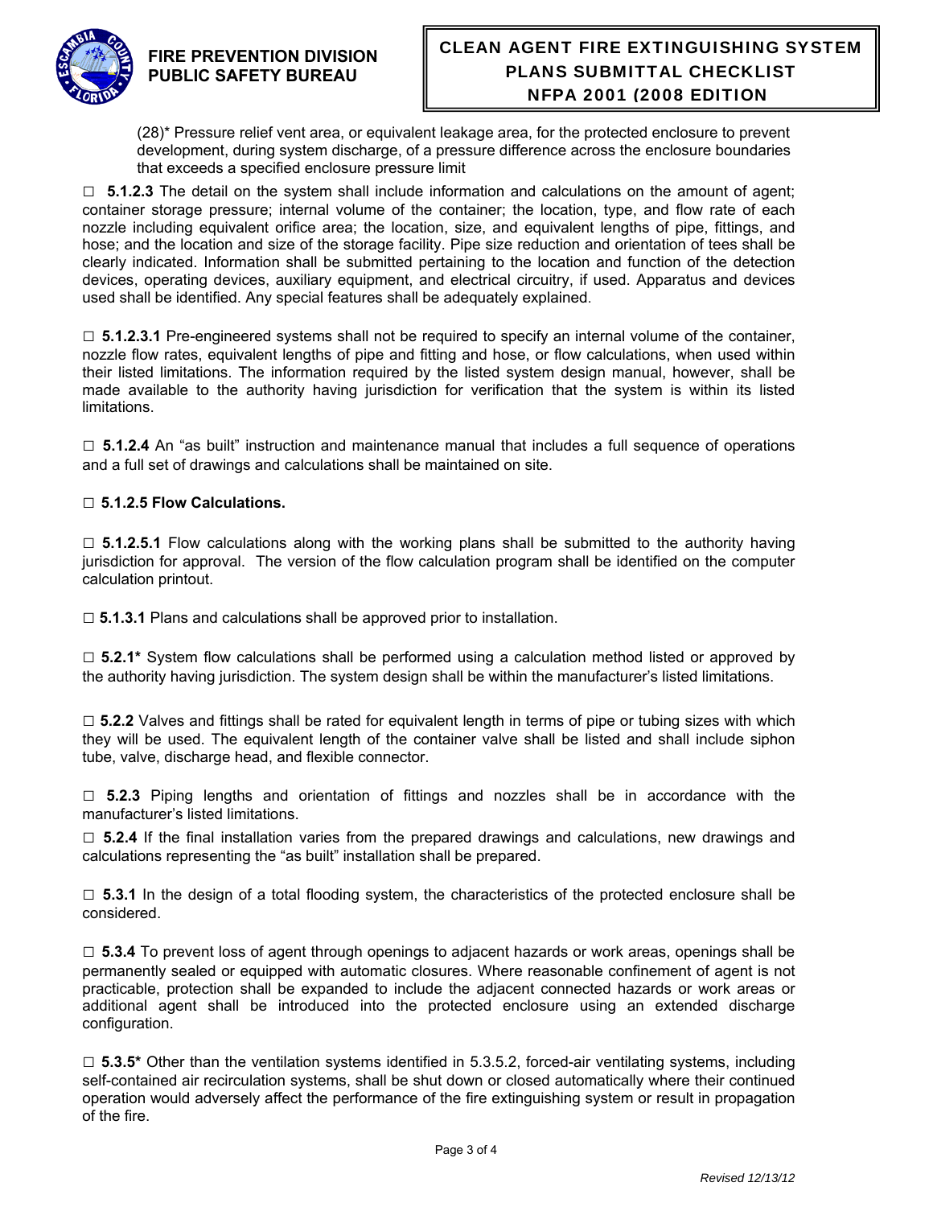(28)* Pressure relief vent area, or equivalent leakage area, for the protected enclosure to prevent development, during system discharge, of a pressure difference across the enclosure boundaries that exceeds a specified enclosure pressure limit

□ **5.1.2.3** The detail on the system shall include information and calculations on the amount of agent; container storage pressure; internal volume of the container; the location, type, and flow rate of each nozzle including equivalent orifice area; the location, size, and equivalent lengths of pipe, fittings, and hose; and the location and size of the storage facility. Pipe size reduction and orientation of tees shall be clearly indicated. Information shall be submitted pertaining to the location and function of the detection devices, operating devices, auxiliary equipment, and electrical circuitry, if used. Apparatus and devices used shall be identified. Any special features shall be adequately explained.

□ **5.1.2.3.1** Pre-engineered systems shall not be required to specify an internal volume of the container, nozzle flow rates, equivalent lengths of pipe and fitting and hose, or flow calculations, when used within their listed limitations. The information required by the listed system design manual, however, shall be made available to the authority having jurisdiction for verification that the system is within its listed limitations.

□ **5.1.2.4** An "as built" instruction and maintenance manual that includes a full sequence of operations and a full set of drawings and calculations shall be maintained on site.

□ **5.1.2.5 Flow Calculations.**

□ **5.1.2.5.1** Flow calculations along with the working plans shall be submitted to the authority having jurisdiction for approval. The version of the flow calculation program shall be identified on the computer calculation printout.

□ **5.1.3.1** Plans and calculations shall be approved prior to installation.

□ **5.2.1*** System flow calculations shall be performed using a calculation method listed or approved by the authority having jurisdiction. The system design shall be within the manufacturer's listed limitations.

□ **5.2.2** Valves and fittings shall be rated for equivalent length in terms of pipe or tubing sizes with which they will be used. The equivalent length of the container valve shall be listed and shall include siphon tube, valve, discharge head, and flexible connector.

□ **5.2.3** Piping lengths and orientation of fittings and nozzles shall be in accordance with the manufacturer's listed limitations.

□ **5.2.4** If the final installation varies from the prepared drawings and calculations, new drawings and calculations representing the "as built" installation shall be prepared.

□ **5.3.1** In the design of a total flooding system, the characteristics of the protected enclosure shall be considered.

□ **5.3.4** To prevent loss of agent through openings to adjacent hazards or work areas, openings shall be permanently sealed or equipped with automatic closures. Where reasonable confinement of agent is not practicable, protection shall be expanded to include the adjacent connected hazards or work areas or additional agent shall be introduced into the protected enclosure using an extended discharge configuration.

□ **5.3.5*** Other than the ventilation systems identified in 5.3.5.2, forced-air ventilating systems, including self-contained air recirculation systems, shall be shut down or closed automatically where their continued operation would adversely affect the performance of the fire extinguishing system or result in propagation of the fire.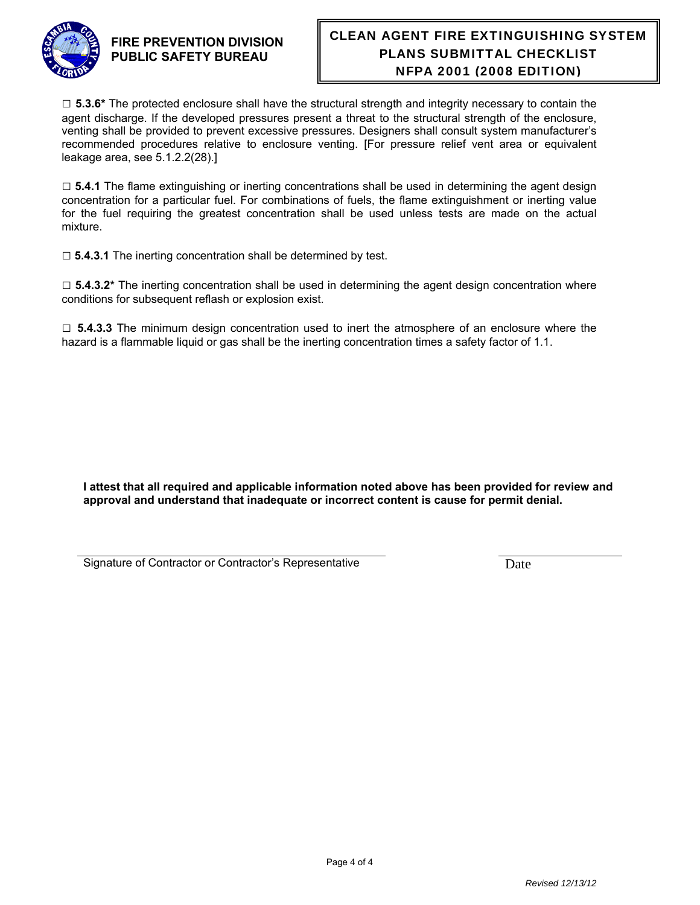☐ **5.3.6*** The protected enclosure shall have the structural strength and integrity necessary to contain the agent discharge. If the developed pressures present a threat to the structural strength of the enclosure, venting shall be provided to prevent excessive pressures. Designers shall consult system manufacturer's recommended procedures relative to enclosure venting. [For pressure relief vent area or equivalent leakage area, see 5.1.2.2(28).]

☐ **5.4.1** The flame extinguishing or inerting concentrations shall be used in determining the agent design concentration for a particular fuel. For combinations of fuels, the flame extinguishment or inerting value for the fuel requiring the greatest concentration shall be used unless tests are made on the actual mixture.

☐ **5.4.3.1** The inerting concentration shall be determined by test.

☐ **5.4.3.2*** The inerting concentration shall be used in determining the agent design concentration where conditions for subsequent reflash or explosion exist.

☐ **5.4.3.3** The minimum design concentration used to inert the atmosphere of an enclosure where the hazard is a flammable liquid or gas shall be the inerting concentration times a safety factor of 1.1.

**I attest that all required and applicable information noted above has been provided for review and approval and understand that inadequate or incorrect content is cause for permit denial.**

Signature of Contractor or Contractor's Representative _______________________ Date _______________

*Revised 12/13/12*